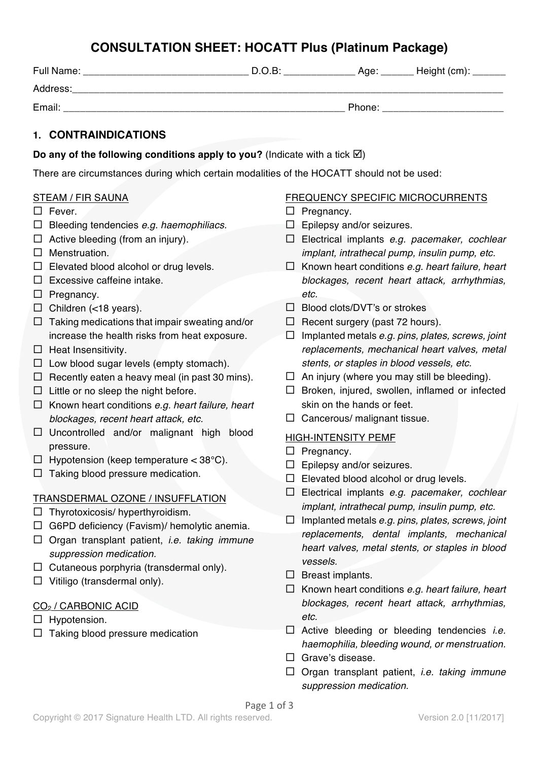# CONSULTATION SHEET: HOCATT Plus (Platinum Package)

Full Name: ______________________________ D.O.B: _____________ Age: ______ Height (cm): ______

Address:_______________________________________________________________________________

Email: ___________________________________________________ Phone: _____________________

## 1. CONTRAINDICATIONS

**Do any of the following conditions apply to you?** (Indicate with a tick ☑)

There are circumstances during which certain modalities of the HOCATT should not be used:

STEAM / FIR SAUNA

- ☐ Fever.
- ☐ Bleeding tendencies *e.g. haemophiliacs.*
- ☐ Active bleeding (from an injury).
- ☐ Menstruation.
- ☐ Elevated blood alcohol or drug levels.
- ☐ Excessive caffeine intake.
- ☐ Pregnancy.
- ☐ Children (<18 years).
- ☐ Taking medications that impair sweating and/or increase the health risks from heat exposure.
- ☐ Heat Insensitivity.
- ☐ Low blood sugar levels (empty stomach).
- ☐ Recently eaten a heavy meal (in past 30 mins).
- ☐ Little or no sleep the night before.
- ☐ Known heart conditions *e.g. heart failure, heart blockages, recent heart attack, etc.*
- ☐ Uncontrolled and/or malignant high blood pressure.
- ☐ Hypotension (keep temperature < 38°C).
- ☐ Taking blood pressure medication.

TRANSDERMAL OZONE / INSUFFLATION

- ☐ Thyrotoxicosis/ hyperthyroidism.
- ☐ G6PD deficiency (Favism)/ hemolytic anemia.
- ☐ Organ transplant patient, *i.e. taking immune suppression medication.*
- ☐ Cutaneous porphyria (transdermal only).
- ☐ Vitiligo (transdermal only).

$CO_2$ / CARBONIC ACID

- ☐ Hypotension.
- ☐ Taking blood pressure medication

FREQUENCY SPECIFIC MICROCURRENTS

- ☐ Pregnancy.
- ☐ Epilepsy and/or seizures.
- ☐ Electrical implants *e.g. pacemaker, cochlear implant, intrathecal pump, insulin pump, etc.*
- ☐ Known heart conditions *e.g. heart failure, heart blockages, recent heart attack, arrhythmias, etc.*
- ☐ Blood clots/DVT's or strokes
- ☐ Recent surgery (past 72 hours).
- ☐ Implanted metals *e.g. pins, plates, screws, joint replacements, mechanical heart valves, metal stents, or staples in blood vessels, etc.*
- ☐ An injury (where you may still be bleeding).
- ☐ Broken, injured, swollen, inflamed or infected skin on the hands or feet.
- ☐ Cancerous/ malignant tissue.

HIGH-INTENSITY PEMF

- ☐ Pregnancy.
- ☐ Epilepsy and/or seizures.
- ☐ Elevated blood alcohol or drug levels.
- ☐ Electrical implants *e.g. pacemaker, cochlear implant, intrathecal pump, insulin pump, etc.*
- ☐ Implanted metals *e.g. pins, plates, screws, joint replacements, dental implants, mechanical heart valves, metal stents, or staples in blood vessels.*
- ☐ Breast implants.
- ☐ Known heart conditions *e.g. heart failure, heart blockages, recent heart attack, arrhythmias, etc.*
- ☐ Active bleeding or bleeding tendencies *i.e. haemophilia, bleeding wound, or menstruation.*
- ☐ Grave's disease.
- ☐ Organ transplant patient, *i.e. taking immune suppression medication.*

Copyright © 2017 Signature Health LTD. All rights reserved. Version 2.0 [11/2017]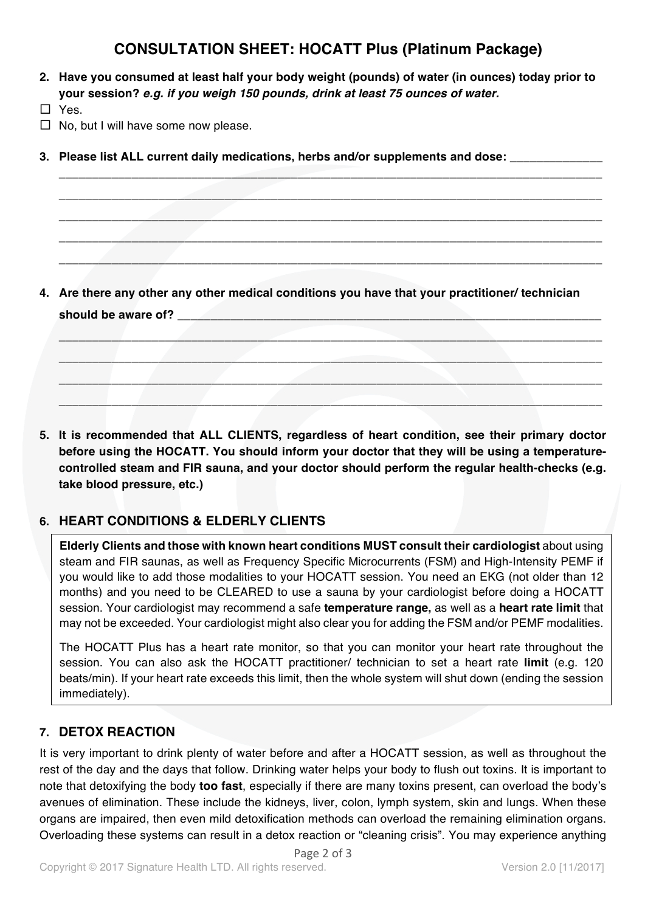## CONSULTATION SHEET: HOCATT Plus (Platinum Package)

2. **Have you consumed at least half your body weight (pounds) of water (in ounces) today prior to your session? *e.g. if you weigh 150 pounds, drink at least 75 ounces of water.***

- ☐ Yes.
- ☐ No, but I will have some now please.

3. **Please list ALL current daily medications, herbs and/or supplements and dose:** ______________

_______________________________________________________________________________________

_______________________________________________________________________________________

_______________________________________________________________________________________

_______________________________________________________________________________________

_______________________________________________________________________________________

4. **Are there any other any other medical conditions you have that your practitioner/ technician should be aware of?** ______________________________________________________________

_______________________________________________________________________________________

_______________________________________________________________________________________

_______________________________________________________________________________________

_______________________________________________________________________________________

5. **It is recommended that ALL CLIENTS, regardless of heart condition, see their primary doctor before using the HOCATT. You should inform your doctor that they will be using a temperature-controlled steam and FIR sauna, and your doctor should perform the regular health-checks (e.g. take blood pressure, etc.)**

### 6. HEART CONDITIONS & ELDERLY CLIENTS

**Elderly Clients and those with known heart conditions MUST consult their cardiologist** about using steam and FIR saunas, as well as Frequency Specific Microcurrents (FSM) and High-Intensity PEMF if you would like to add those modalities to your HOCATT session. You need an EKG (not older than 12 months) and you need to be CLEARED to use a sauna by your cardiologist before doing a HOCATT session. Your cardiologist may recommend a safe **temperature range,** as well as a **heart rate limit** that may not be exceeded. Your cardiologist might also clear you for adding the FSM and/or PEMF modalities.

The HOCATT Plus has a heart rate monitor, so that you can monitor your heart rate throughout the session. You can also ask the HOCATT practitioner/ technician to set a heart rate **limit** (e.g. 120 beats/min). If your heart rate exceeds this limit, then the whole system will shut down (ending the session immediately).

### 7. DETOX REACTION

It is very important to drink plenty of water before and after a HOCATT session, as well as throughout the rest of the day and the days that follow. Drinking water helps your body to flush out toxins. It is important to note that detoxifying the body **too fast**, especially if there are many toxins present, can overload the body's avenues of elimination. These include the kidneys, liver, colon, lymph system, skin and lungs. When these organs are impaired, then even mild detoxification methods can overload the remaining elimination organs. Overloading these systems can result in a detox reaction or "cleaning crisis". You may experience anything

Copyright © 2017 Signature Health LTD. All rights reserved. Version 2.0 [11/2017]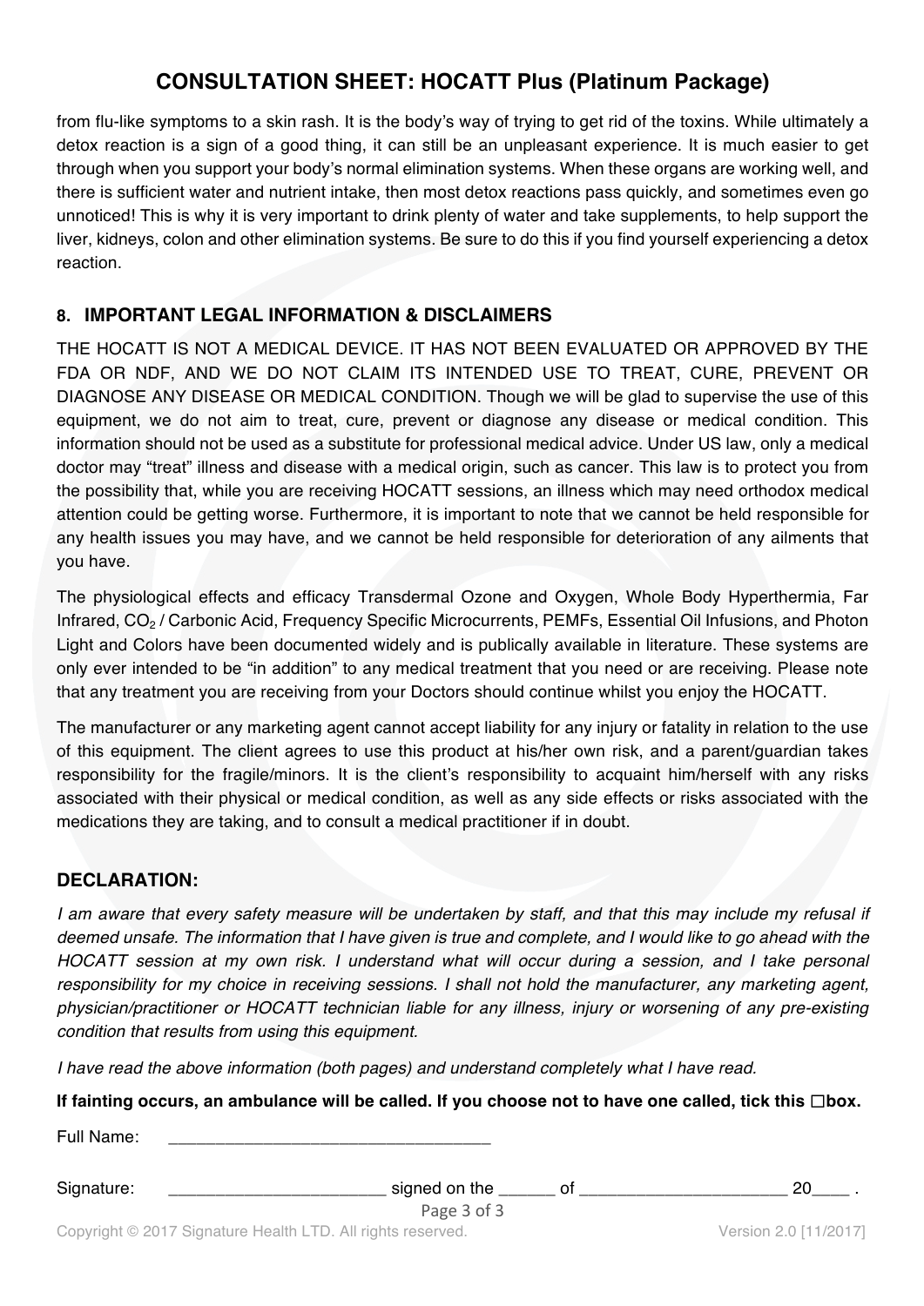from flu-like symptoms to a skin rash. It is the body's way of trying to get rid of the toxins. While ultimately a detox reaction is a sign of a good thing, it can still be an unpleasant experience. It is much easier to get through when you support your body's normal elimination systems. When these organs are working well, and there is sufficient water and nutrient intake, then most detox reactions pass quickly, and sometimes even go unnoticed! This is why it is very important to drink plenty of water and take supplements, to help support the liver, kidneys, colon and other elimination systems. Be sure to do this if you find yourself experiencing a detox reaction.

## 8. IMPORTANT LEGAL INFORMATION & DISCLAIMERS

THE HOCATT IS NOT A MEDICAL DEVICE. IT HAS NOT BEEN EVALUATED OR APPROVED BY THE FDA OR NDF, AND WE DO NOT CLAIM ITS INTENDED USE TO TREAT, CURE, PREVENT OR DIAGNOSE ANY DISEASE OR MEDICAL CONDITION. Though we will be glad to supervise the use of this equipment, we do not aim to treat, cure, prevent or diagnose any disease or medical condition. This information should not be used as a substitute for professional medical advice. Under US law, only a medical doctor may "treat" illness and disease with a medical origin, such as cancer. This law is to protect you from the possibility that, while you are receiving HOCATT sessions, an illness which may need orthodox medical attention could be getting worse. Furthermore, it is important to note that we cannot be held responsible for any health issues you may have, and we cannot be held responsible for deterioration of any ailments that you have.

The physiological effects and efficacy Transdermal Ozone and Oxygen, Whole Body Hyperthermia, Far Infrared, $CO_2$ / Carbonic Acid, Frequency Specific Microcurrents, PEMFs, Essential Oil Infusions, and Photon Light and Colors have been documented widely and is publically available in literature. These systems are only ever intended to be "in addition" to any medical treatment that you need or are receiving. Please note that any treatment you are receiving from your Doctors should continue whilst you enjoy the HOCATT.

The manufacturer or any marketing agent cannot accept liability for any injury or fatality in relation to the use of this equipment. The client agrees to use this product at his/her own risk, and a parent/guardian takes responsibility for the fragile/minors. It is the client's responsibility to acquaint him/herself with any risks associated with their physical or medical condition, as well as any side effects or risks associated with the medications they are taking, and to consult a medical practitioner if in doubt.

## DECLARATION:

*I am aware that every safety measure will be undertaken by staff, and that this may include my refusal if deemed unsafe. The information that I have given is true and complete, and I would like to go ahead with the HOCATT session at my own risk. I understand what will occur during a session, and I take personal responsibility for my choice in receiving sessions. I shall not hold the manufacturer, any marketing agent, physician/practitioner or HOCATT technician liable for any illness, injury or worsening of any pre-existing condition that results from using this equipment.*

*I have read the above information (both pages) and understand completely what I have read.*

**If fainting occurs, an ambulance will be called. If you choose not to have one called, tick this ☐box.**

Full Name: ___________________________________

Signature: _______________________ signed on the ______ of ______________________ 20____ .

Copyright © 2017 Signature Health LTD. All rights reserved. Version 2.0 [11/2017]